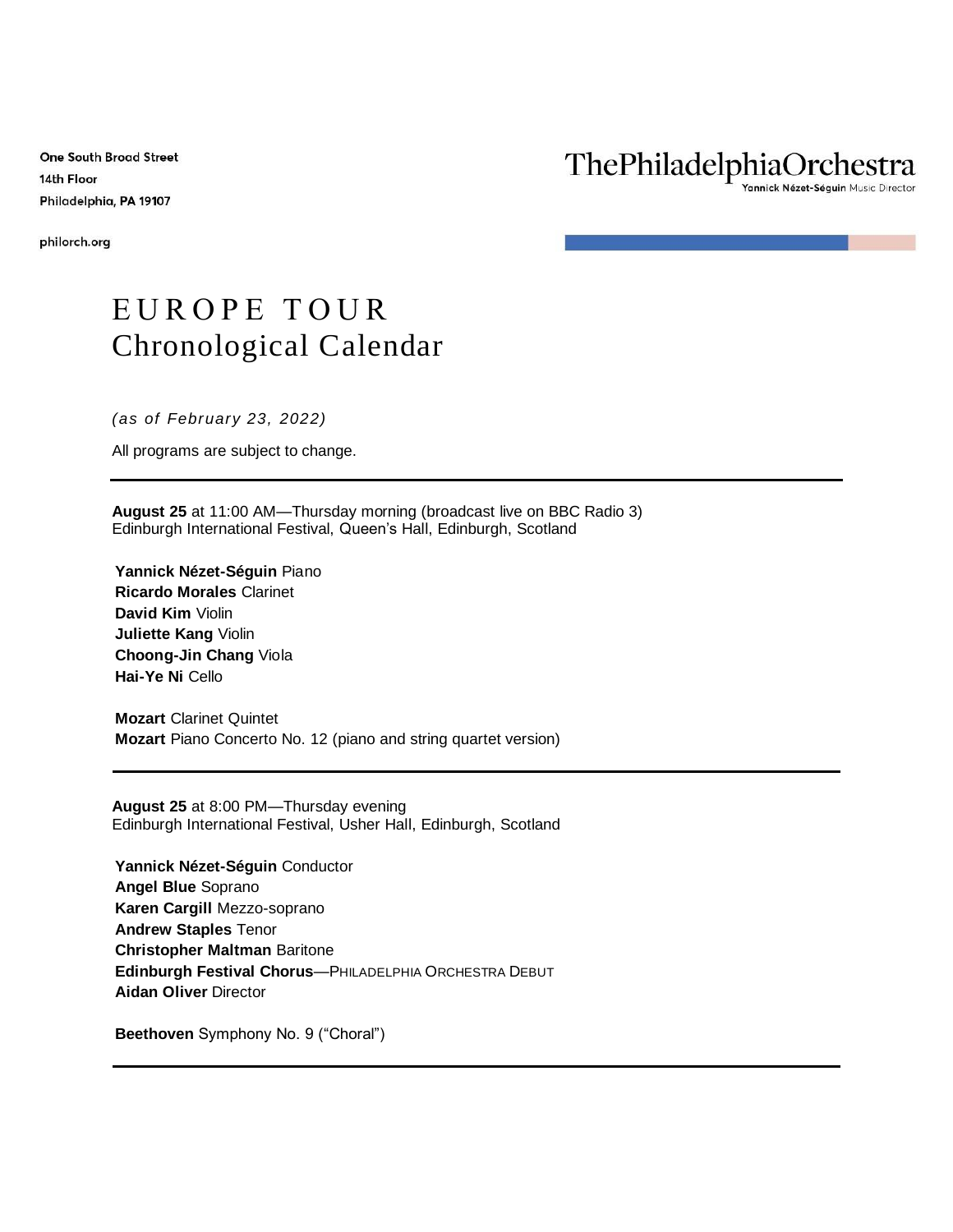One South Broad Street
14th Floor
Philadelphia, PA 19107

philorch.org

ThePhiladelphiaOrchestra
Yannick Nézet-Séguin Music Director

# EUROPE TOUR
## Chronological Calendar

*(as of February 23, 2022)*

All programs are subject to change.

---

**August 25** at 11:00 AM—Thursday morning (broadcast live on BBC Radio 3)
Edinburgh International Festival, Queen's Hall, Edinburgh, Scotland

**Yannick Nézet-Séguin** Piano
**Ricardo Morales** Clarinet
**David Kim** Violin
**Juliette Kang** Violin
**Choong-Jin Chang** Viola
**Hai-Ye Ni** Cello

**Mozart** Clarinet Quintet
**Mozart** Piano Concerto No. 12 (piano and string quartet version)

---

**August 25** at 8:00 PM—Thursday evening
Edinburgh International Festival, Usher Hall, Edinburgh, Scotland

**Yannick Nézet-Séguin** Conductor
**Angel Blue** Soprano
**Karen Cargill** Mezzo-soprano
**Andrew Staples** Tenor
**Christopher Maltman** Baritone
**Edinburgh Festival Chorus**—PHILADELPHIA ORCHESTRA DEBUT
**Aidan Oliver** Director

**Beethoven** Symphony No. 9 ("Choral")

---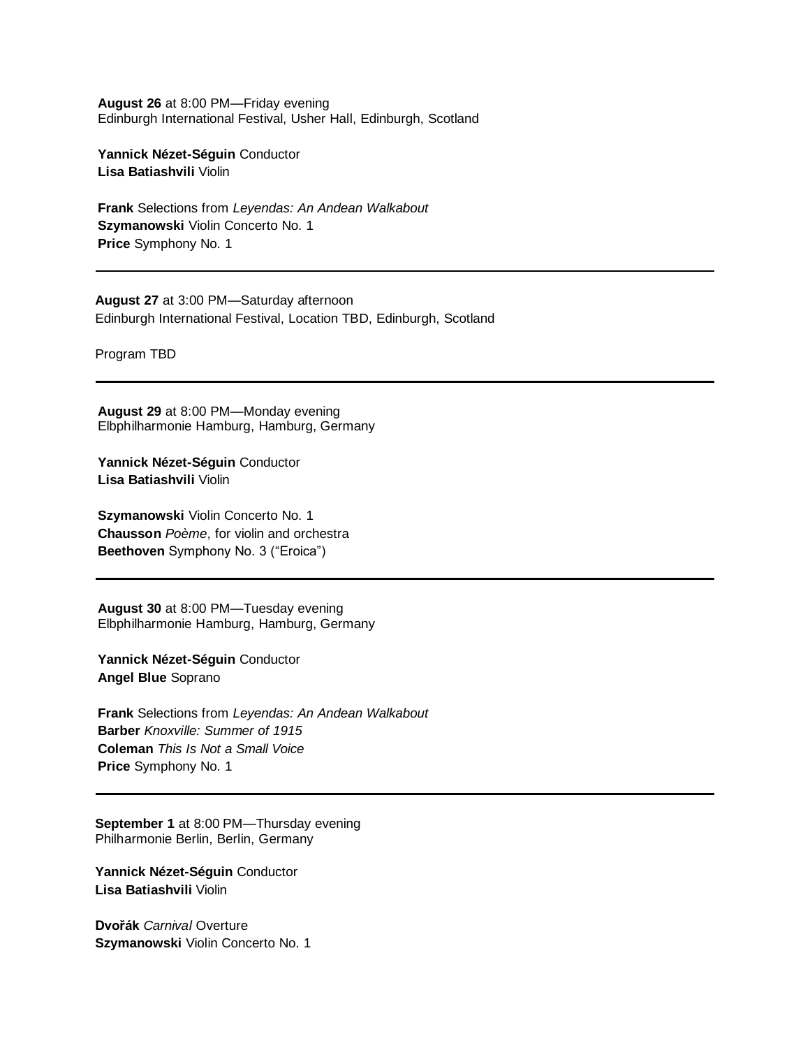**August 26** at 8:00 PM—Friday evening
Edinburgh International Festival, Usher Hall, Edinburgh, Scotland

**Yannick Nézet-Séguin** Conductor
**Lisa Batiashvili** Violin

**Frank** Selections from *Leyendas: An Andean Walkabout*
**Szymanowski** Violin Concerto No. 1
**Price** Symphony No. 1

---

**August 27** at 3:00 PM—Saturday afternoon
Edinburgh International Festival, Location TBD, Edinburgh, Scotland

Program TBD

---

**August 29** at 8:00 PM—Monday evening
Elbphilharmonie Hamburg, Hamburg, Germany

**Yannick Nézet-Séguin** Conductor
**Lisa Batiashvili** Violin

**Szymanowski** Violin Concerto No. 1
**Chausson** *Poème*, for violin and orchestra
**Beethoven** Symphony No. 3 ("Eroica")

---

**August 30** at 8:00 PM—Tuesday evening
Elbphilharmonie Hamburg, Hamburg, Germany

**Yannick Nézet-Séguin** Conductor
**Angel Blue** Soprano

**Frank** Selections from *Leyendas: An Andean Walkabout*
**Barber** *Knoxville: Summer of 1915*
**Coleman** *This Is Not a Small Voice*
**Price** Symphony No. 1

---

**September 1** at 8:00 PM—Thursday evening
Philharmonie Berlin, Berlin, Germany

**Yannick Nézet-Séguin** Conductor
**Lisa Batiashvili** Violin

**Dvořák** *Carnival* Overture
**Szymanowski** Violin Concerto No. 1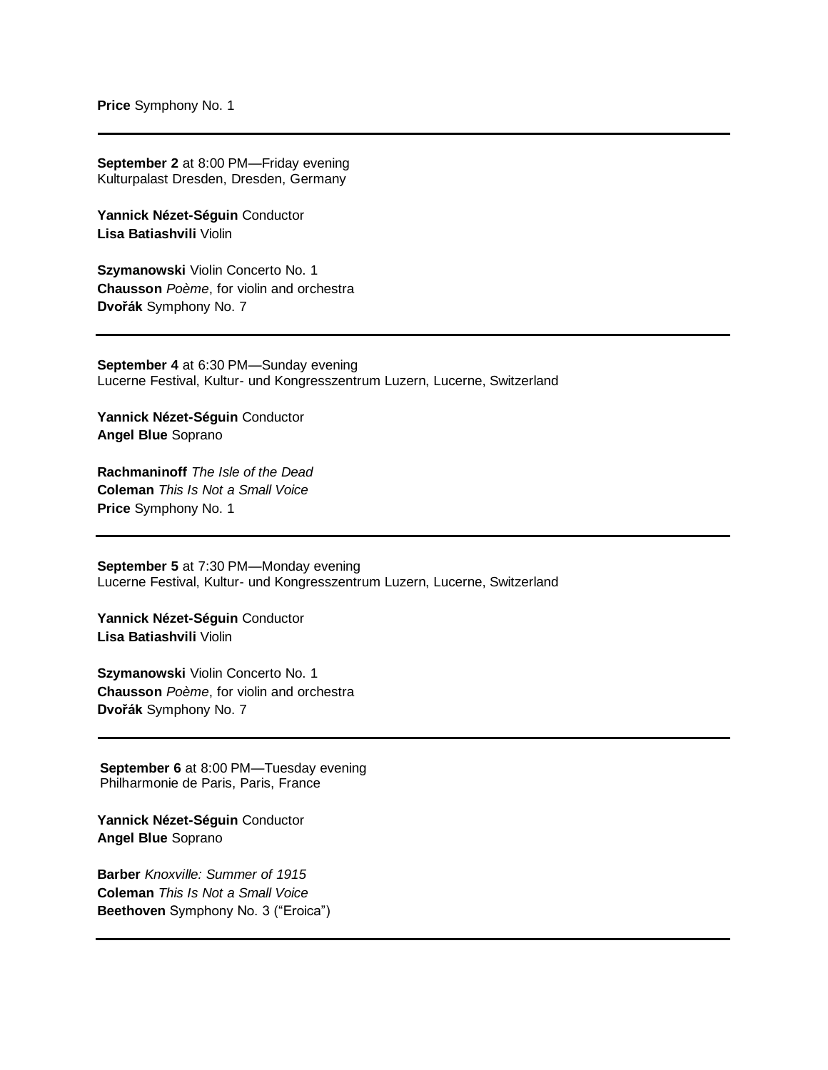**Price** Symphony No. 1

---

**September 2** at 8:00 PM—Friday evening
Kulturpalast Dresden, Dresden, Germany

**Yannick Nézet-Séguin** Conductor
**Lisa Batiashvili** Violin

**Szymanowski** Violin Concerto No. 1
**Chausson** *Poème*, for violin and orchestra
**Dvořák** Symphony No. 7

---

**September 4** at 6:30 PM—Sunday evening
Lucerne Festival, Kultur- und Kongresszentrum Luzern, Lucerne, Switzerland

**Yannick Nézet-Séguin** Conductor
**Angel Blue** Soprano

**Rachmaninoff** *The Isle of the Dead*
**Coleman** *This Is Not a Small Voice*
**Price** Symphony No. 1

---

**September 5** at 7:30 PM—Monday evening
Lucerne Festival, Kultur- und Kongresszentrum Luzern, Lucerne, Switzerland

**Yannick Nézet-Séguin** Conductor
**Lisa Batiashvili** Violin

**Szymanowski** Violin Concerto No. 1
**Chausson** *Poème*, for violin and orchestra
**Dvořák** Symphony No. 7

---

**September 6** at 8:00 PM—Tuesday evening
Philharmonie de Paris, Paris, France

**Yannick Nézet-Séguin** Conductor
**Angel Blue** Soprano

**Barber** *Knoxville: Summer of 1915*
**Coleman** *This Is Not a Small Voice*
**Beethoven** Symphony No. 3 ("Eroica")

---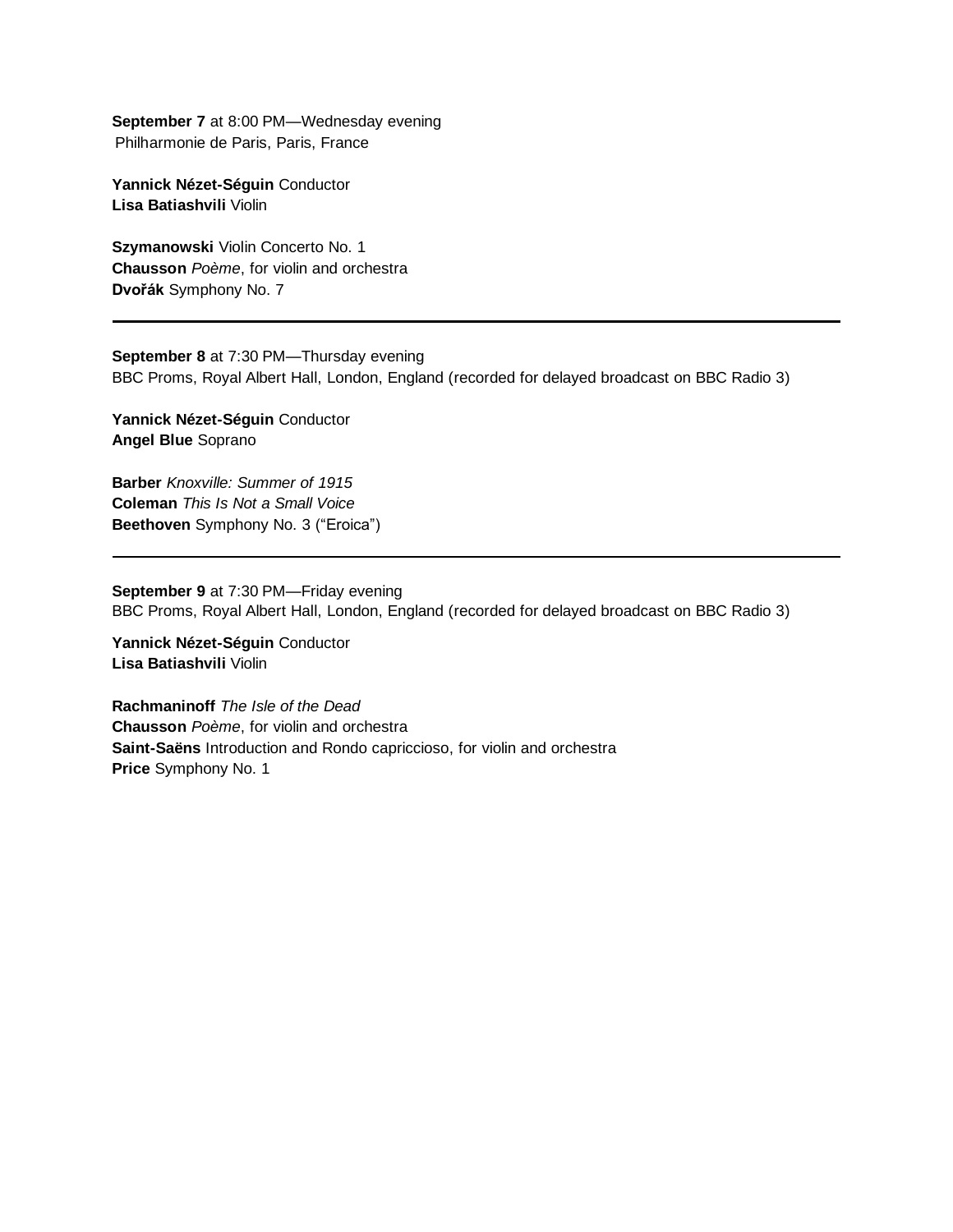**September 7** at 8:00 PM—Wednesday evening
Philharmonie de Paris, Paris, France

**Yannick Nézet-Séguin** Conductor
**Lisa Batiashvili** Violin

**Szymanowski** Violin Concerto No. 1
**Chausson** *Poème*, for violin and orchestra
**Dvořák** Symphony No. 7

---

**September 8** at 7:30 PM—Thursday evening
BBC Proms, Royal Albert Hall, London, England (recorded for delayed broadcast on BBC Radio 3)

**Yannick Nézet-Séguin** Conductor
**Angel Blue** Soprano

**Barber** *Knoxville: Summer of 1915*
**Coleman** *This Is Not a Small Voice*
**Beethoven** Symphony No. 3 ("Eroica")

---

**September 9** at 7:30 PM—Friday evening
BBC Proms, Royal Albert Hall, London, England (recorded for delayed broadcast on BBC Radio 3)

**Yannick Nézet-Séguin** Conductor
**Lisa Batiashvili** Violin

**Rachmaninoff** *The Isle of the Dead*
**Chausson** *Poème*, for violin and orchestra
**Saint-Saëns** Introduction and Rondo capriccioso, for violin and orchestra
**Price** Symphony No. 1